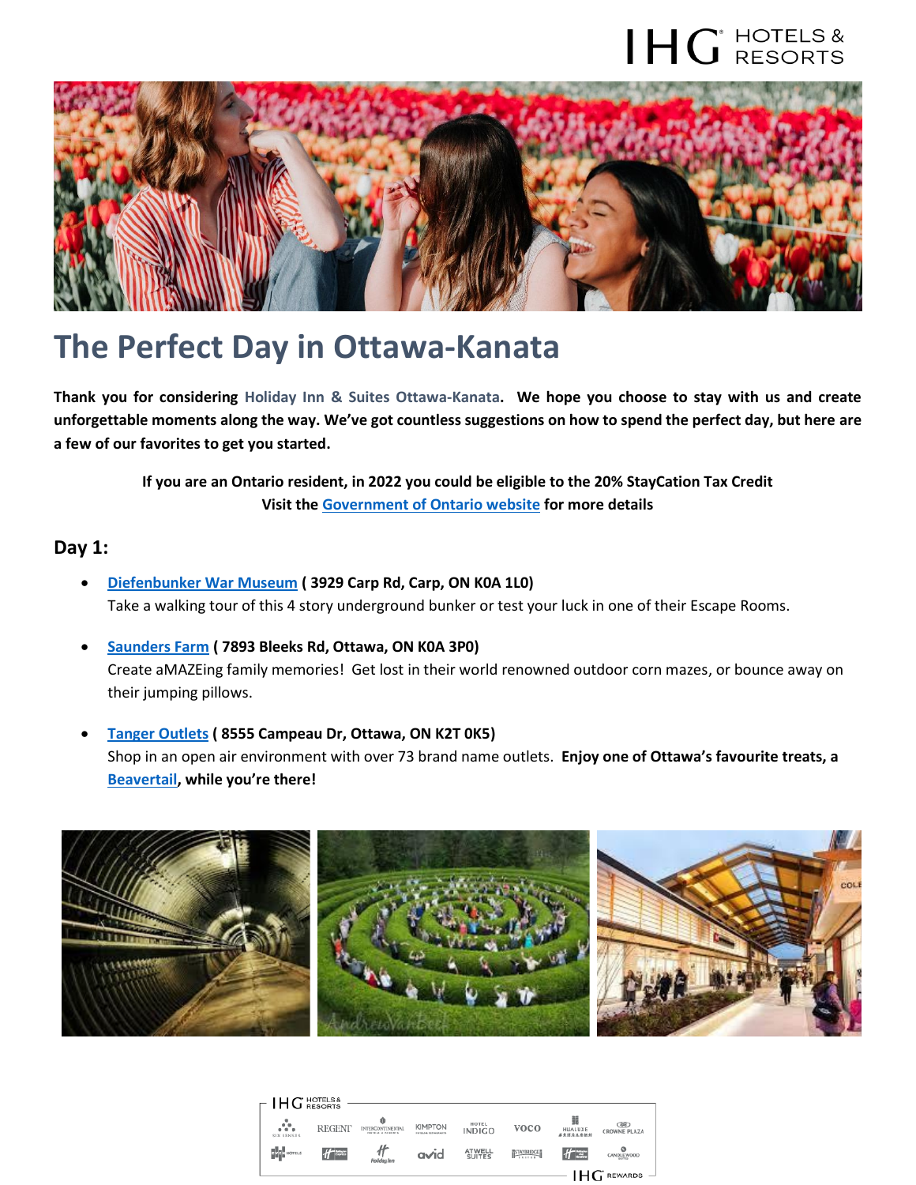# The Perfect Day in Ottawa-Kanata

**Thank you for considering Holiday Inn & Suites Ottawa-Kanata. We hope you choose to stay with us and create unforgettable moments along the way. We've got countless suggestions on how to spend the perfect day, but here are a few of our favorites to get you started.**

**If you are an Ontario resident, in 2022 you could be eligible to the 20% StayCation Tax Credit**
**Visit the Government of Ontario website for more details**

## Day 1:

- **Diefenbunker War Museum ( 3929 Carp Rd, Carp, ON K0A 1L0)**
  Take a walking tour of this 4 story underground bunker or test your luck in one of their Escape Rooms.

- **Saunders Farm ( 7893 Bleeks Rd, Ottawa, ON K0A 3P0)**
  Create aMAZEing family memories! Get lost in their world renowned outdoor corn mazes, or bounce away on their jumping pillows.

- **Tanger Outlets ( 8555 Campeau Dr, Ottawa, ON K2T 0K5)**
  Shop in an open air environment with over 73 brand name outlets. **Enjoy one of Ottawa's favourite treats, a Beavertail, while you're there!**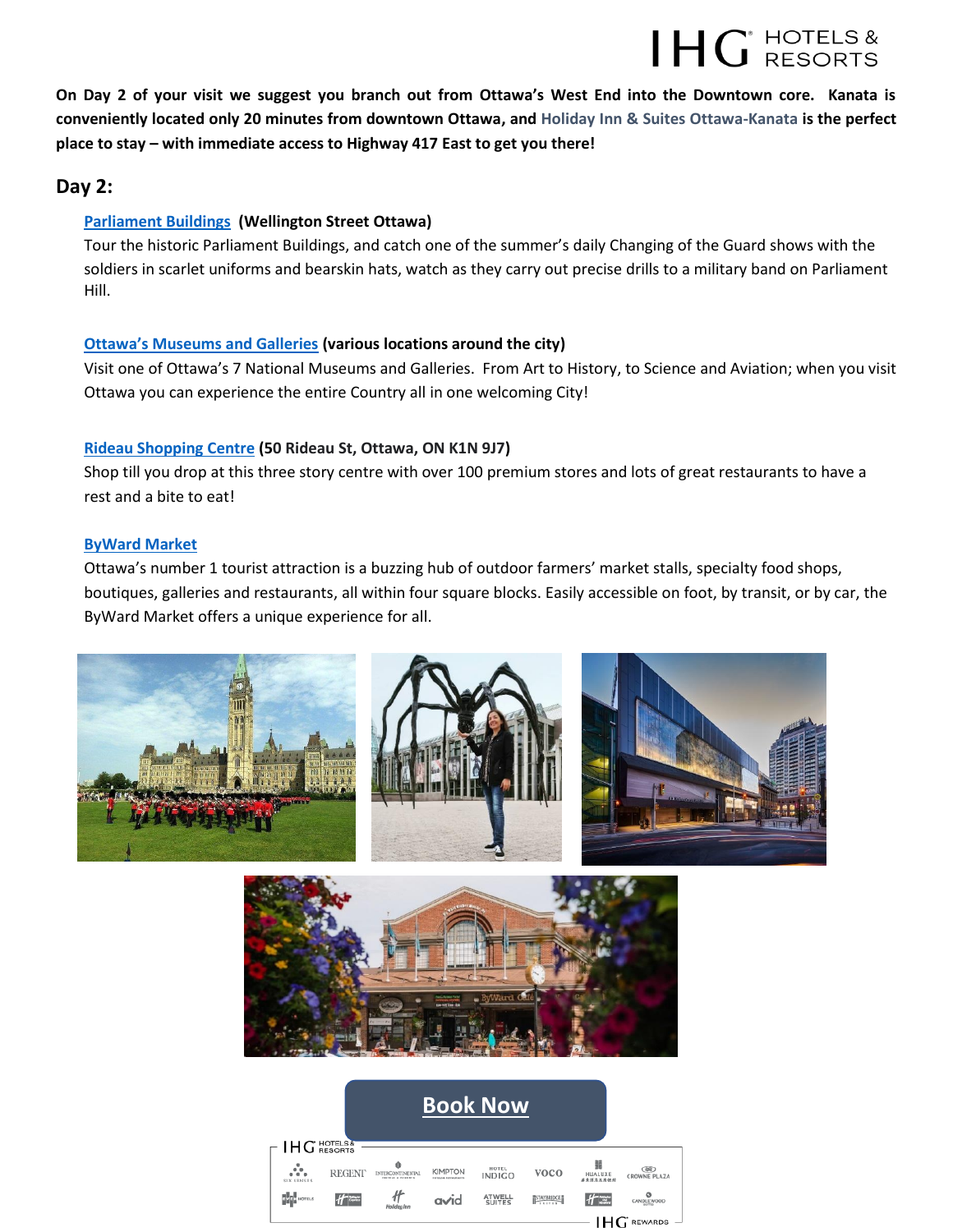**On Day 2 of your visit we suggest you branch out from Ottawa's West End into the Downtown core. Kanata is conveniently located only 20 minutes from downtown Ottawa, and Holiday Inn & Suites Ottawa-Kanata is the perfect place to stay – with immediate access to Highway 417 East to get you there!**

## Day 2:

**Parliament Buildings (Wellington Street Ottawa)**

Tour the historic Parliament Buildings, and catch one of the summer's daily Changing of the Guard shows with the soldiers in scarlet uniforms and bearskin hats, watch as they carry out precise drills to a military band on Parliament Hill.

**Ottawa's Museums and Galleries (various locations around the city)**

Visit one of Ottawa's 7 National Museums and Galleries. From Art to History, to Science and Aviation; when you visit Ottawa you can experience the entire Country all in one welcoming City!

**Rideau Shopping Centre (50 Rideau St, Ottawa, ON K1N 9J7)**

Shop till you drop at this three story centre with over 100 premium stores and lots of great restaurants to have a rest and a bite to eat!

**ByWard Market**

Ottawa's number 1 tourist attraction is a buzzing hub of outdoor farmers' market stalls, specialty food shops, boutiques, galleries and restaurants, all within four square blocks. Easily accessible on foot, by transit, or by car, the ByWard Market offers a unique experience for all.

**Book Now**